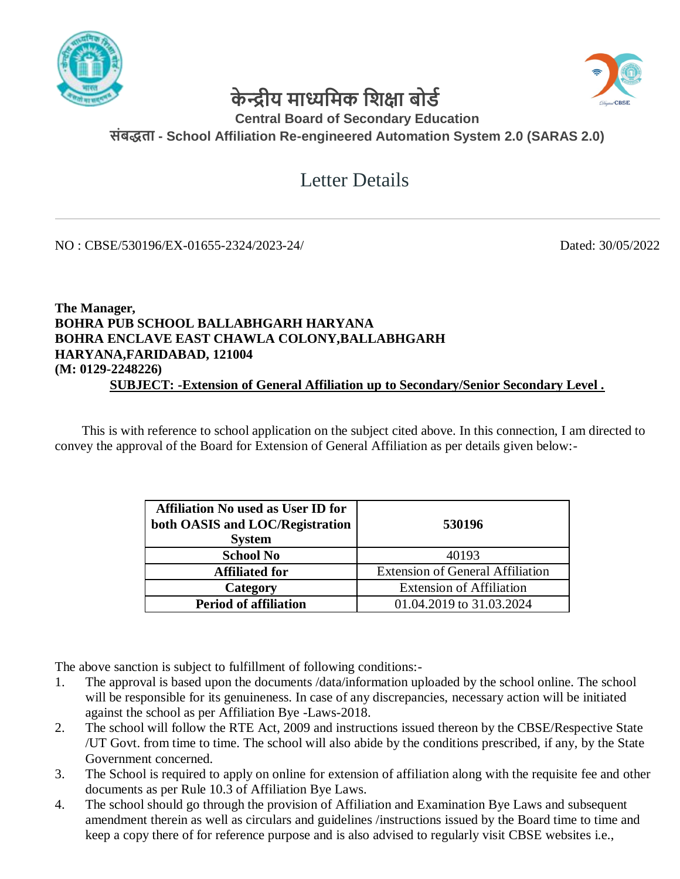# केन्द्रीय माध्यमिक शिक्षा बोर्ड

**Central Board of Secondary Education**

**संबद्धता - School Affiliation Re-engineered Automation System 2.0 (SARAS 2.0)**

## Letter Details

---

NO : CBSE/530196/EX-01655-2324/2023-24/ Dated: 30/05/2022

**The Manager,**
**BOHRA PUB SCHOOL BALLABHGARH HARYANA**
**BOHRA ENCLAVE EAST CHAWLA COLONY,BALLABHGARH**
**HARYANA,FARIDABAD, 121004**
**(M: 0129-2248226)**

**SUBJECT: -Extension of General Affiliation up to Secondary/Senior Secondary Level .**

This is with reference to school application on the subject cited above. In this connection, I am directed to convey the approval of the Board for Extension of General Affiliation as per details given below:-

| **Affiliation No used as User ID for both OASIS and LOC/Registration System** | **530196** |
|---|---|
| **School No** | 40193 |
| **Affiliated for** | Extension of General Affiliation |
| **Category** | Extension of Affiliation |
| **Period of affiliation** | 01.04.2019 to 31.03.2024 |

The above sanction is subject to fulfillment of following conditions:-

1. The approval is based upon the documents /data/information uploaded by the school online. The school will be responsible for its genuineness. In case of any discrepancies, necessary action will be initiated against the school as per Affiliation Bye -Laws-2018.
2. The school will follow the RTE Act, 2009 and instructions issued thereon by the CBSE/Respective State /UT Govt. from time to time. The school will also abide by the conditions prescribed, if any, by the State Government concerned.
3. The School is required to apply on online for extension of affiliation along with the requisite fee and other documents as per Rule 10.3 of Affiliation Bye Laws.
4. The school should go through the provision of Affiliation and Examination Bye Laws and subsequent amendment therein as well as circulars and guidelines /instructions issued by the Board time to time and keep a copy there of for reference purpose and is also advised to regularly visit CBSE websites i.e.,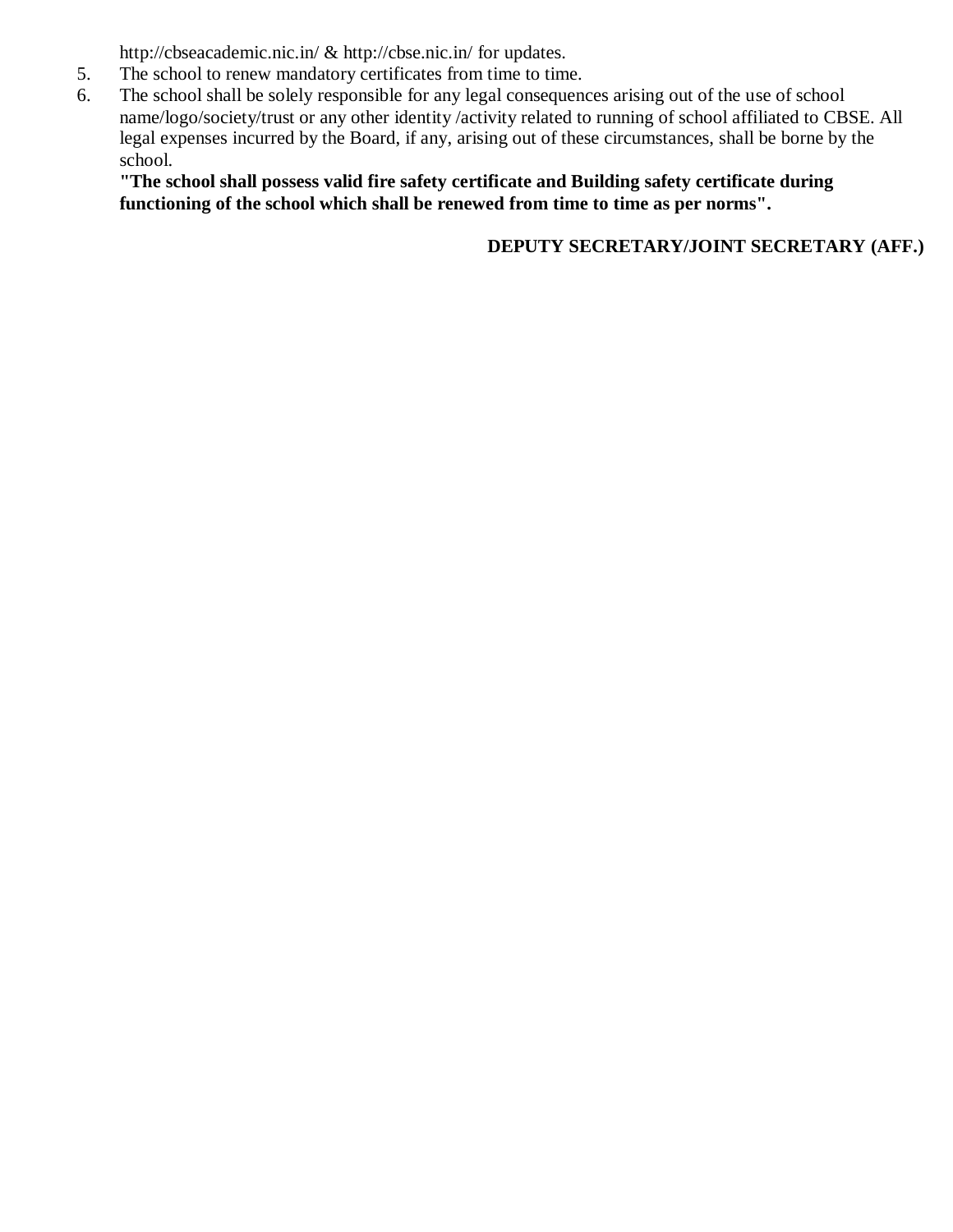http://cbseacademic.nic.in/ & http://cbse.nic.in/ for updates.

5. The school to renew mandatory certificates from time to time.
6. The school shall be solely responsible for any legal consequences arising out of the use of school name/logo/society/trust or any other identity /activity related to running of school affiliated to CBSE. All legal expenses incurred by the Board, if any, arising out of these circumstances, shall be borne by the school.

   **"The school shall possess valid fire safety certificate and Building safety certificate during functioning of the school which shall be renewed from time to time as per norms".**

**DEPUTY SECRETARY/JOINT SECRETARY (AFF.)**